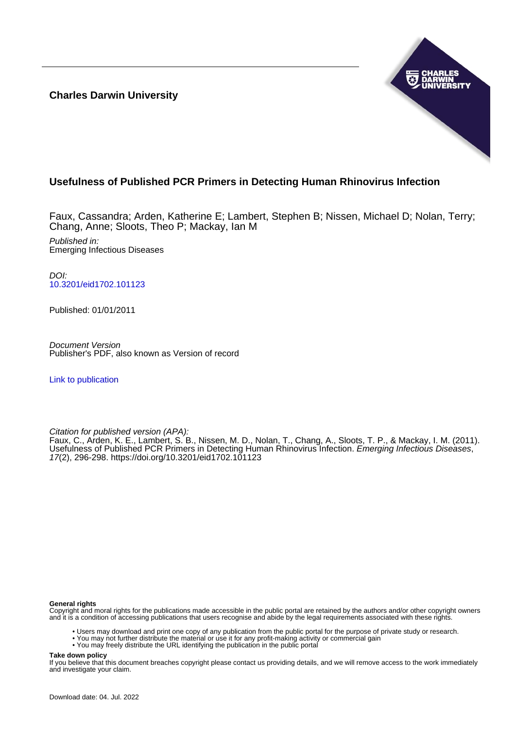**Charles Darwin University**

# Usefulness of Published PCR Primers in Detecting Human Rhinovirus Infection

Faux, Cassandra; Arden, Katherine E; Lambert, Stephen B; Nissen, Michael D; Nolan, Terry; Chang, Anne; Sloots, Theo P; Mackay, Ian M

*Published in:*
Emerging Infectious Diseases

*DOI:*
10.3201/eid1702.101123

Published: 01/01/2011

*Document Version*
Publisher's PDF, also known as Version of record

Link to publication

*Citation for published version (APA):*
Faux, C., Arden, K. E., Lambert, S. B., Nissen, M. D., Nolan, T., Chang, A., Sloots, T. P., & Mackay, I. M. (2011). Usefulness of Published PCR Primers in Detecting Human Rhinovirus Infection. *Emerging Infectious Diseases*, *17*(2), 296-298. https://doi.org/10.3201/eid1702.101123

**General rights**
Copyright and moral rights for the publications made accessible in the public portal are retained by the authors and/or other copyright owners and it is a condition of accessing publications that users recognise and abide by the legal requirements associated with these rights.

- Users may download and print one copy of any publication from the public portal for the purpose of private study or research.
- You may not further distribute the material or use it for any profit-making activity or commercial gain
- You may freely distribute the URL identifying the publication in the public portal

**Take down policy**
If you believe that this document breaches copyright please contact us providing details, and we will remove access to the work immediately and investigate your claim.

Download date: 04. Jul. 2022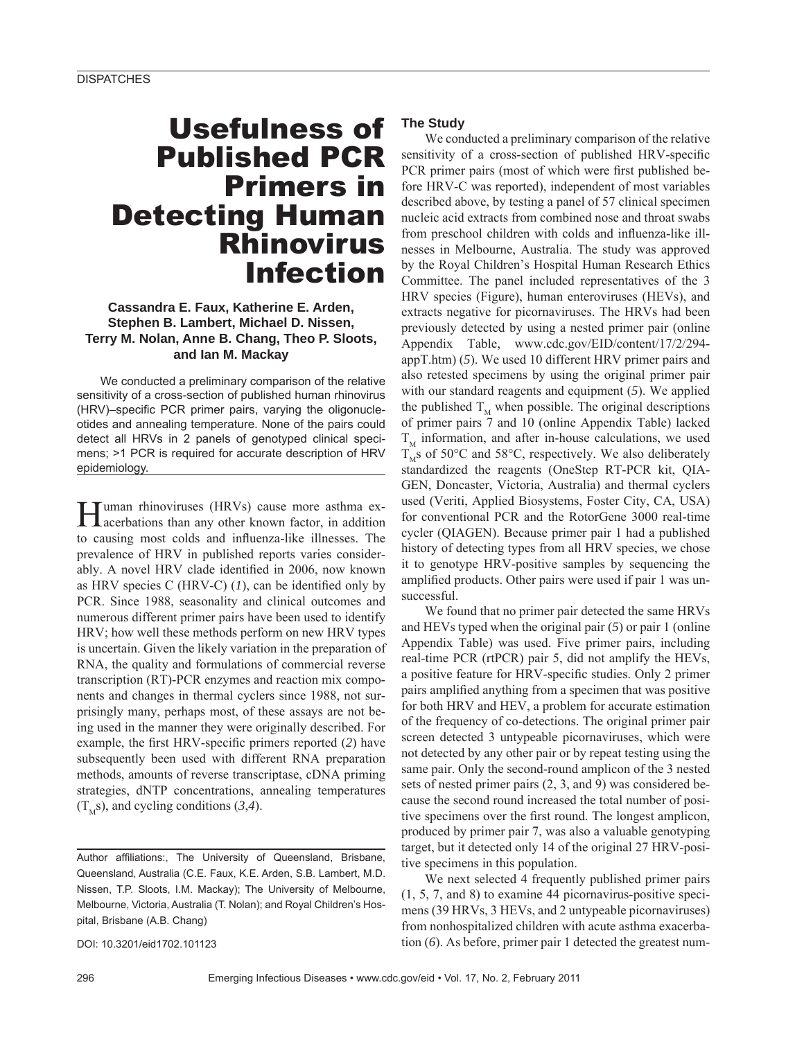DISPATCHES

# Usefulness of Published PCR Primers in Detecting Human Rhinovirus Infection

**Cassandra E. Faux, Katherine E. Arden, Stephen B. Lambert, Michael D. Nissen, Terry M. Nolan, Anne B. Chang, Theo P. Sloots, and Ian M. Mackay**

We conducted a preliminary comparison of the relative sensitivity of a cross-section of published human rhinovirus (HRV)–specific PCR primer pairs, varying the oligonucleotides and annealing temperature. None of the pairs could detect all HRVs in 2 panels of genotyped clinical specimens; >1 PCR is required for accurate description of HRV epidemiology.

Human rhinoviruses (HRVs) cause more asthma exacerbations than any other known factor, in addition to causing most colds and influenza-like illnesses. The prevalence of HRV in published reports varies considerably. A novel HRV clade identified in 2006, now known as HRV species C (HRV-C) (*1*), can be identified only by PCR. Since 1988, seasonality and clinical outcomes and numerous different primer pairs have been used to identify HRV; how well these methods perform on new HRV types is uncertain. Given the likely variation in the preparation of RNA, the quality and formulations of commercial reverse transcription (RT)-PCR enzymes and reaction mix components and changes in thermal cyclers since 1988, not surprisingly many, perhaps most, of these assays are not being used in the manner they were originally described. For example, the first HRV-specific primers reported (*2*) have subsequently been used with different RNA preparation methods, amounts of reverse transcriptase, cDNA priming strategies, dNTP concentrations, annealing temperatures ($T_M$s), and cycling conditions (*3*,*4*).

Author affiliations:, The University of Queensland, Brisbane, Queensland, Australia (C.E. Faux, K.E. Arden, S.B. Lambert, M.D. Nissen, T.P. Sloots, I.M. Mackay); The University of Melbourne, Melbourne, Victoria, Australia (T. Nolan); and Royal Children's Hospital, Brisbane (A.B. Chang)

DOI: 10.3201/eid1702.101123

## The Study

We conducted a preliminary comparison of the relative sensitivity of a cross-section of published HRV-specific PCR primer pairs (most of which were first published before HRV-C was reported), independent of most variables described above, by testing a panel of 57 clinical specimen nucleic acid extracts from combined nose and throat swabs from preschool children with colds and influenza-like illnesses in Melbourne, Australia. The study was approved by the Royal Children's Hospital Human Research Ethics Committee. The panel included representatives of the 3 HRV species (Figure), human enteroviruses (HEVs), and extracts negative for picornaviruses. The HRVs had been previously detected by using a nested primer pair (online Appendix Table, www.cdc.gov/EID/content/17/2/294-appT.htm) (*5*). We used 10 different HRV primer pairs and also retested specimens by using the original primer pair with our standard reagents and equipment (*5*). We applied the published $T_M$ when possible. The original descriptions of primer pairs 7 and 10 (online Appendix Table) lacked $T_M$ information, and after in-house calculations, we used $T_M$s of 50°C and 58°C, respectively. We also deliberately standardized the reagents (OneStep RT-PCR kit, QIAGEN, Doncaster, Victoria, Australia) and thermal cyclers used (Veriti, Applied Biosystems, Foster City, CA, USA) for conventional PCR and the RotorGene 3000 real-time cycler (QIAGEN). Because primer pair 1 had a published history of detecting types from all HRV species, we chose it to genotype HRV-positive samples by sequencing the amplified products. Other pairs were used if pair 1 was unsuccessful.

We found that no primer pair detected the same HRVs and HEVs typed when the original pair (*5*) or pair 1 (online Appendix Table) was used. Five primer pairs, including real-time PCR (rtPCR) pair 5, did not amplify the HEVs, a positive feature for HRV-specific studies. Only 2 primer pairs amplified anything from a specimen that was positive for both HRV and HEV, a problem for accurate estimation of the frequency of co-detections. The original primer pair screen detected 3 untypeable picornaviruses, which were not detected by any other pair or by repeat testing using the same pair. Only the second-round amplicon of the 3 nested sets of nested primer pairs (2, 3, and 9) was considered because the second round increased the total number of positive specimens over the first round. The longest amplicon, produced by primer pair 7, was also a valuable genotyping target, but it detected only 14 of the original 27 HRV-positive specimens in this population.

We next selected 4 frequently published primer pairs (1, 5, 7, and 8) to examine 44 picornavirus-positive specimens (39 HRVs, 3 HEVs, and 2 untypeable picornaviruses) from nonhospitalized children with acute asthma exacerbation (*6*). As before, primer pair 1 detected the greatest num-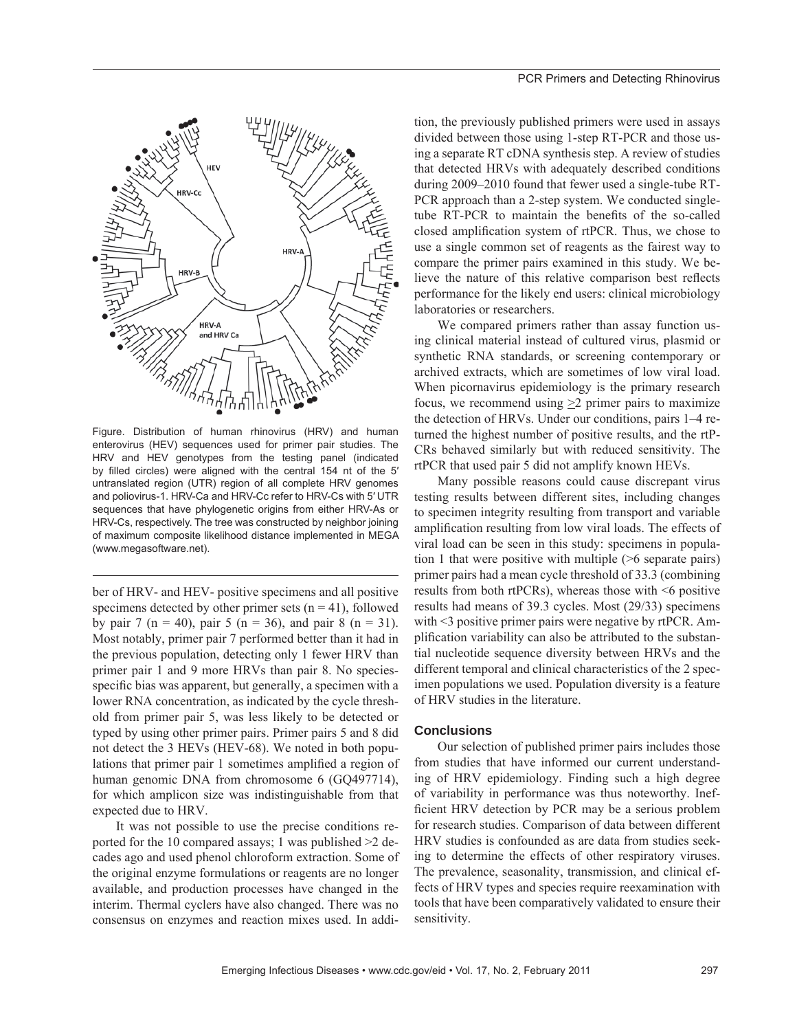Figure. Distribution of human rhinovirus (HRV) and human enterovirus (HEV) sequences used for primer pair studies. The HRV and HEV genotypes from the testing panel (indicated by filled circles) were aligned with the central 154 nt of the 5′ untranslated region (UTR) region of all complete HRV genomes and poliovirus-1. HRV-Ca and HRV-Cc refer to HRV-Cs with 5′ UTR sequences that have phylogenetic origins from either HRV-As or HRV-Cs, respectively. The tree was constructed by neighbor joining of maximum composite likelihood distance implemented in MEGA (www.megasoftware.net).

ber of HRV- and HEV- positive specimens and all positive specimens detected by other primer sets (n = 41), followed by pair 7 (n = 40), pair 5 (n = 36), and pair 8 (n = 31). Most notably, primer pair 7 performed better than it had in the previous population, detecting only 1 fewer HRV than primer pair 1 and 9 more HRVs than pair 8. No species-specific bias was apparent, but generally, a specimen with a lower RNA concentration, as indicated by the cycle threshold from primer pair 5, was less likely to be detected or typed by using other primer pairs. Primer pairs 5 and 8 did not detect the 3 HEVs (HEV-68). We noted in both populations that primer pair 1 sometimes amplified a region of human genomic DNA from chromosome 6 (GQ497714), for which amplicon size was indistinguishable from that expected due to HRV.

It was not possible to use the precise conditions reported for the 10 compared assays; 1 was published >2 decades ago and used phenol chloroform extraction. Some of the original enzyme formulations or reagents are no longer available, and production processes have changed in the interim. Thermal cyclers have also changed. There was no consensus on enzymes and reaction mixes used. In addition, the previously published primers were used in assays divided between those using 1-step RT-PCR and those using a separate RT cDNA synthesis step. A review of studies that detected HRVs with adequately described conditions during 2009–2010 found that fewer used a single-tube RT-PCR approach than a 2-step system. We conducted single-tube RT-PCR to maintain the benefits of the so-called closed amplification system of rtPCR. Thus, we chose to use a single common set of reagents as the fairest way to compare the primer pairs examined in this study. We believe the nature of this relative comparison best reflects performance for the likely end users: clinical microbiology laboratories or researchers.

We compared primers rather than assay function using clinical material instead of cultured virus, plasmid or synthetic RNA standards, or screening contemporary or archived extracts, which are sometimes of low viral load. When picornavirus epidemiology is the primary research focus, we recommend using ≥2 primer pairs to maximize the detection of HRVs. Under our conditions, pairs 1–4 returned the highest number of positive results, and the rtPCRs behaved similarly but with reduced sensitivity. The rtPCR that used pair 5 did not amplify known HEVs.

Many possible reasons could cause discrepant virus testing results between different sites, including changes to specimen integrity resulting from transport and variable amplification resulting from low viral loads. The effects of viral load can be seen in this study: specimens in population 1 that were positive with multiple (>6 separate pairs) primer pairs had a mean cycle threshold of 33.3 (combining results from both rtPCRs), whereas those with <6 positive results had means of 39.3 cycles. Most (29/33) specimens with <3 positive primer pairs were negative by rtPCR. Amplification variability can also be attributed to the substantial nucleotide sequence diversity between HRVs and the different temporal and clinical characteristics of the 2 specimen populations we used. Population diversity is a feature of HRV studies in the literature.

## Conclusions

Our selection of published primer pairs includes those from studies that have informed our current understanding of HRV epidemiology. Finding such a high degree of variability in performance was thus noteworthy. Inefficient HRV detection by PCR may be a serious problem for research studies. Comparison of data between different HRV studies is confounded as are data from studies seeking to determine the effects of other respiratory viruses. The prevalence, seasonality, transmission, and clinical effects of HRV types and species require reexamination with tools that have been comparatively validated to ensure their sensitivity.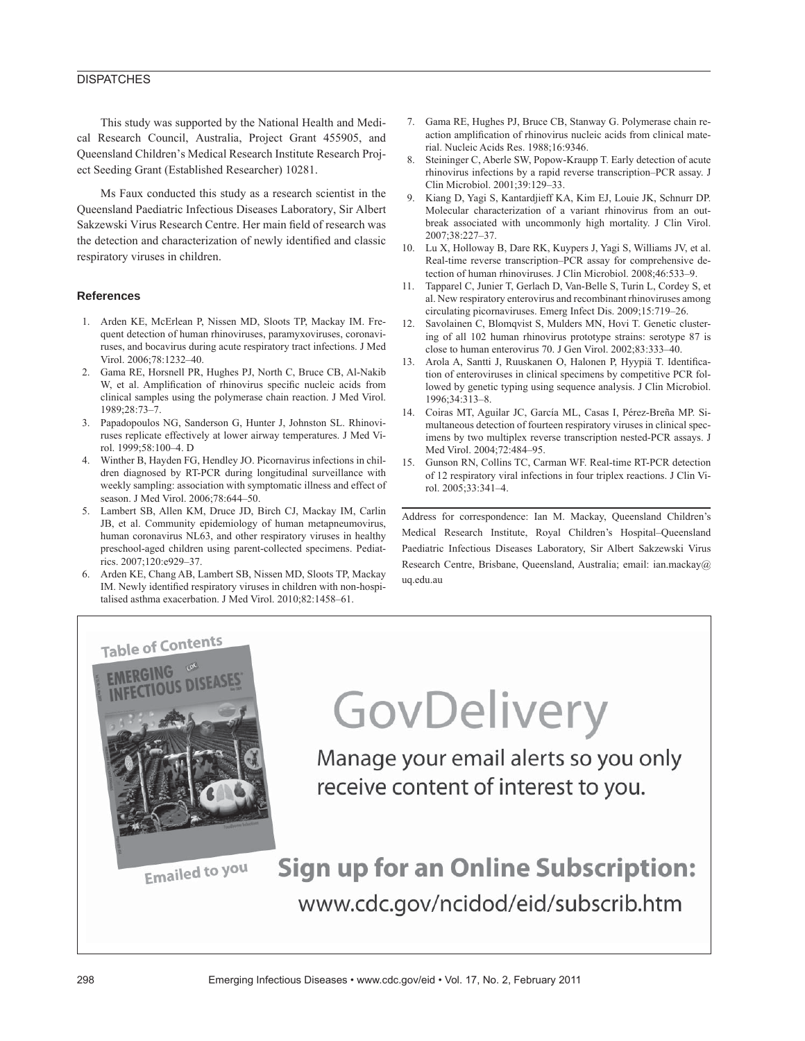This study was supported by the National Health and Medical Research Council, Australia, Project Grant 455905, and Queensland Children's Medical Research Institute Research Project Seeding Grant (Established Researcher) 10281.

Ms Faux conducted this study as a research scientist in the Queensland Paediatric Infectious Diseases Laboratory, Sir Albert Sakzewski Virus Research Centre. Her main field of research was the detection and characterization of newly identified and classic respiratory viruses in children.

### References

1. Arden KE, McErlean P, Nissen MD, Sloots TP, Mackay IM. Frequent detection of human rhinoviruses, paramyxoviruses, coronaviruses, and bocavirus during acute respiratory tract infections. J Med Virol. 2006;78:1232–40.
2. Gama RE, Horsnell PR, Hughes PJ, North C, Bruce CB, Al-Nakib W, et al. Amplification of rhinovirus specific nucleic acids from clinical samples using the polymerase chain reaction. J Med Virol. 1989;28:73–7.
3. Papadopoulos NG, Sanderson G, Hunter J, Johnston SL. Rhinoviruses replicate effectively at lower airway temperatures. J Med Virol. 1999;58:100–4. D
4. Winther B, Hayden FG, Hendley JO. Picornavirus infections in children diagnosed by RT-PCR during longitudinal surveillance with weekly sampling: association with symptomatic illness and effect of season. J Med Virol. 2006;78:644–50.
5. Lambert SB, Allen KM, Druce JD, Birch CJ, Mackay IM, Carlin JB, et al. Community epidemiology of human metapneumovirus, human coronavirus NL63, and other respiratory viruses in healthy preschool-aged children using parent-collected specimens. Pediatrics. 2007;120:e929–37.
6. Arden KE, Chang AB, Lambert SB, Nissen MD, Sloots TP, Mackay IM. Newly identified respiratory viruses in children with non-hospitalised asthma exacerbation. J Med Virol. 2010;82:1458–61.
7. Gama RE, Hughes PJ, Bruce CB, Stanway G. Polymerase chain reaction amplification of rhinovirus nucleic acids from clinical material. Nucleic Acids Res. 1988;16:9346.
8. Steininger C, Aberle SW, Popow-Kraupp T. Early detection of acute rhinovirus infections by a rapid reverse transcription–PCR assay. J Clin Microbiol. 2001;39:129–33.
9. Kiang D, Yagi S, Kantardjieff KA, Kim EJ, Louie JK, Schnurr DP. Molecular characterization of a variant rhinovirus from an outbreak associated with uncommonly high mortality. J Clin Virol. 2007;38:227–37.
10. Lu X, Holloway B, Dare RK, Kuypers J, Yagi S, Williams JV, et al. Real-time reverse transcription–PCR assay for comprehensive detection of human rhinoviruses. J Clin Microbiol. 2008;46:533–9.
11. Tapparel C, Junier T, Gerlach D, Van-Belle S, Turin L, Cordey S, et al. New respiratory enterovirus and recombinant rhinoviruses among circulating picornaviruses. Emerg Infect Dis. 2009;15:719–26.
12. Savolainen C, Blomqvist S, Mulders MN, Hovi T. Genetic clustering of all 102 human rhinovirus prototype strains: serotype 87 is close to human enterovirus 70. J Gen Virol. 2002;83:333–40.
13. Arola A, Santti J, Ruuskanen O, Halonen P, Hyypiä T. Identification of enteroviruses in clinical specimens by competitive PCR followed by genetic typing using sequence analysis. J Clin Microbiol. 1996;34:313–8.
14. Coiras MT, Aguilar JC, García ML, Casas I, Pérez-Breña MP. Simultaneous detection of fourteen respiratory viruses in clinical specimens by two multiplex reverse transcription nested-PCR assays. J Med Virol. 2004;72:484–95.
15. Gunson RN, Collins TC, Carman WF. Real-time RT-PCR detection of 12 respiratory viral infections in four triplex reactions. J Clin Virol. 2005;33:341–4.

Address for correspondence: Ian M. Mackay, Queensland Children's Medical Research Institute, Royal Children's Hospital–Queensland Paediatric Infectious Diseases Laboratory, Sir Albert Sakzewski Virus Research Centre, Brisbane, Queensland, Australia; email: ian.mackay@uq.edu.au

Table of Contents

Emailed to you

GovDelivery

Manage your email alerts so you only receive content of interest to you.

**Sign up for an Online Subscription:**

www.cdc.gov/ncidod/eid/subscrib.htm